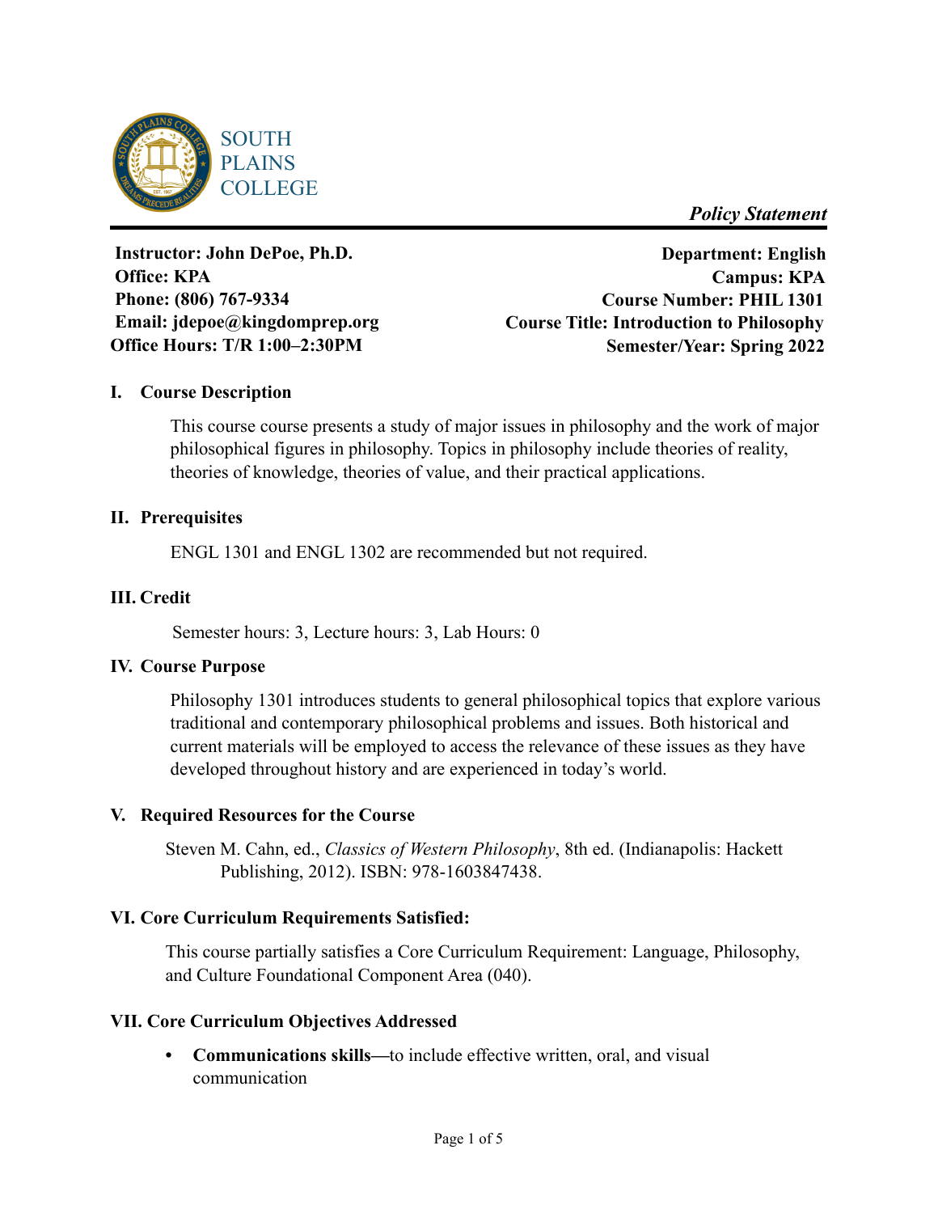SOUTH PLAINS COLLEGE

*Policy Statement*

**Instructor: John DePoe, Ph.D.**
**Office: KPA**
**Phone: (806) 767-9334**
**Email: jdepoe@kingdomprep.org**
**Office Hours: T/R 1:00–2:30PM**

**Department: English**
**Campus: KPA**
**Course Number: PHIL 1301**
**Course Title: Introduction to Philosophy**
**Semester/Year: Spring 2022**

## I. Course Description

This course course presents a study of major issues in philosophy and the work of major philosophical figures in philosophy. Topics in philosophy include theories of reality, theories of knowledge, theories of value, and their practical applications.

## II. Prerequisites

ENGL 1301 and ENGL 1302 are recommended but not required.

## III. Credit

Semester hours: 3, Lecture hours: 3, Lab Hours: 0

## IV. Course Purpose

Philosophy 1301 introduces students to general philosophical topics that explore various traditional and contemporary philosophical problems and issues. Both historical and current materials will be employed to access the relevance of these issues as they have developed throughout history and are experienced in today's world.

## V. Required Resources for the Course

Steven M. Cahn, ed., *Classics of Western Philosophy*, 8th ed. (Indianapolis: Hackett Publishing, 2012). ISBN: 978-1603847438.

## VI. Core Curriculum Requirements Satisfied:

This course partially satisfies a Core Curriculum Requirement: Language, Philosophy, and Culture Foundational Component Area (040).

## VII. Core Curriculum Objectives Addressed

- **Communications skills—**to include effective written, oral, and visual communication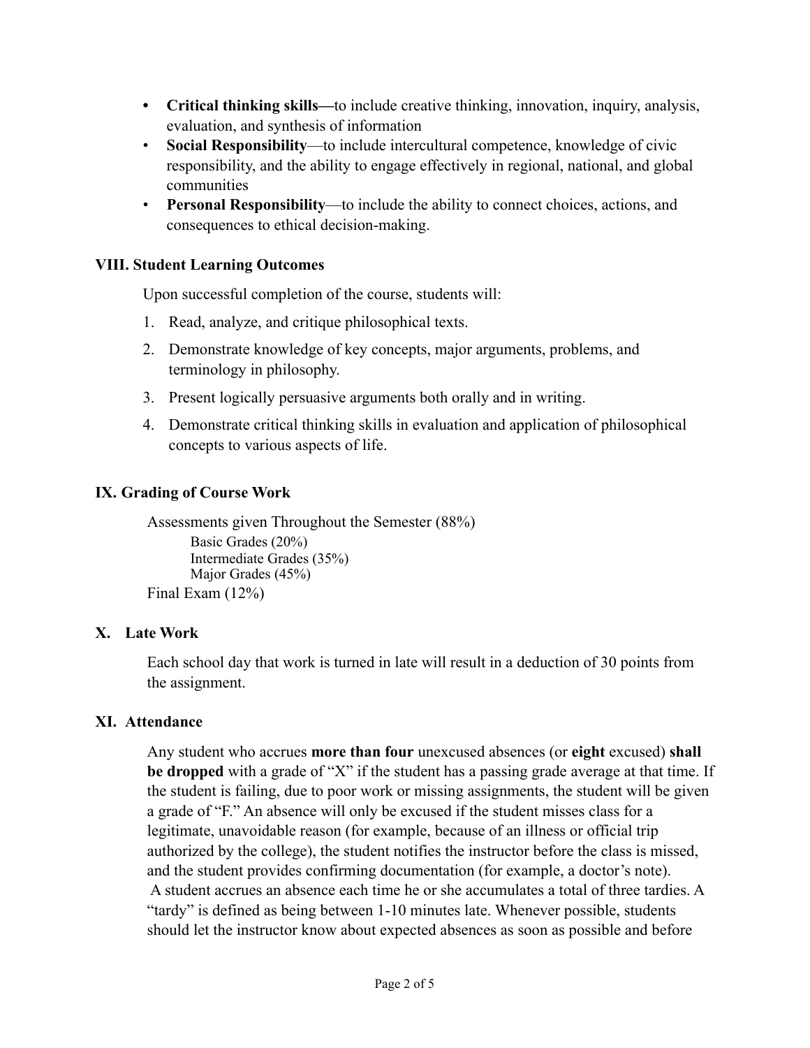- **Critical thinking skills—**to include creative thinking, innovation, inquiry, analysis, evaluation, and synthesis of information
- **Social Responsibility**—to include intercultural competence, knowledge of civic responsibility, and the ability to engage effectively in regional, national, and global communities
- **Personal Responsibility**—to include the ability to connect choices, actions, and consequences to ethical decision-making.

### VIII. Student Learning Outcomes

Upon successful completion of the course, students will:

1. Read, analyze, and critique philosophical texts.
2. Demonstrate knowledge of key concepts, major arguments, problems, and terminology in philosophy.
3. Present logically persuasive arguments both orally and in writing.
4. Demonstrate critical thinking skills in evaluation and application of philosophical concepts to various aspects of life.

### IX. Grading of Course Work

Assessments given Throughout the Semester (88%)

- Basic Grades (20%)
- Intermediate Grades (35%)
- Major Grades (45%)

Final Exam (12%)

### X. Late Work

Each school day that work is turned in late will result in a deduction of 30 points from the assignment.

### XI. Attendance

Any student who accrues **more than four** unexcused absences (or **eight** excused) **shall be dropped** with a grade of "X" if the student has a passing grade average at that time. If the student is failing, due to poor work or missing assignments, the student will be given a grade of "F." An absence will only be excused if the student misses class for a legitimate, unavoidable reason (for example, because of an illness or official trip authorized by the college), the student notifies the instructor before the class is missed, and the student provides confirming documentation (for example, a doctor's note). A student accrues an absence each time he or she accumulates a total of three tardies. A "tardy" is defined as being between 1-10 minutes late. Whenever possible, students should let the instructor know about expected absences as soon as possible and before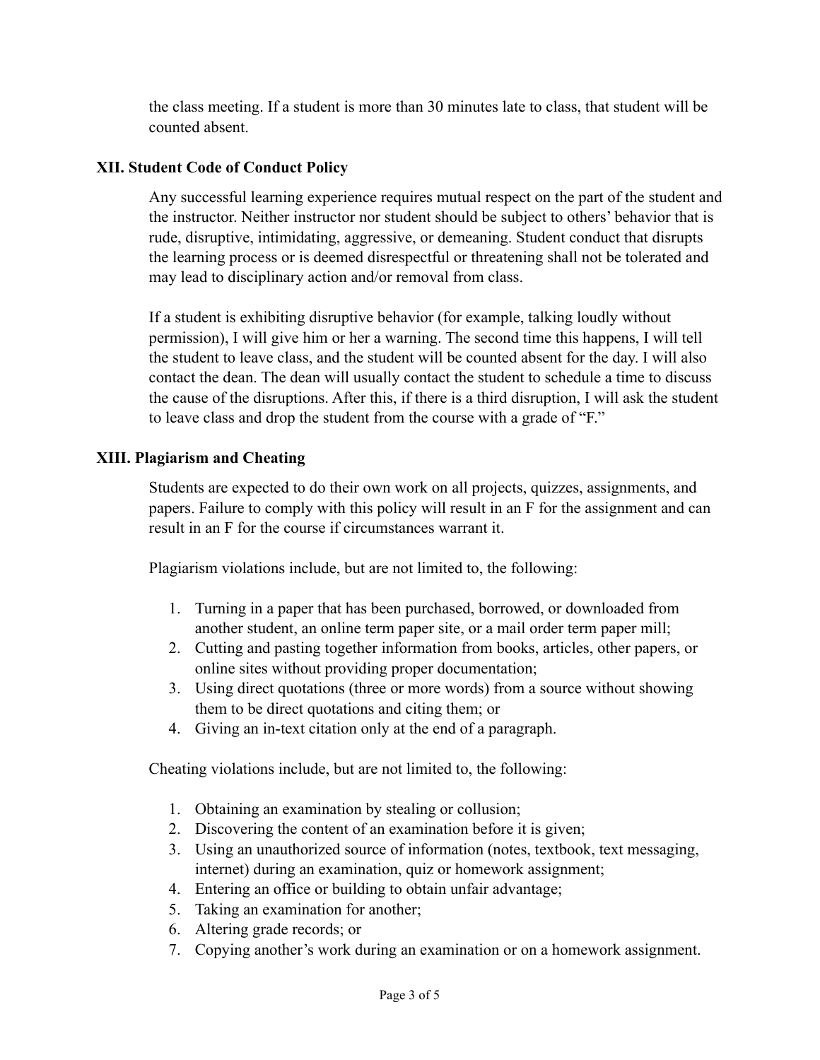the class meeting. If a student is more than 30 minutes late to class, that student will be counted absent.

## XII. Student Code of Conduct Policy

Any successful learning experience requires mutual respect on the part of the student and the instructor. Neither instructor nor student should be subject to others' behavior that is rude, disruptive, intimidating, aggressive, or demeaning. Student conduct that disrupts the learning process or is deemed disrespectful or threatening shall not be tolerated and may lead to disciplinary action and/or removal from class.

If a student is exhibiting disruptive behavior (for example, talking loudly without permission), I will give him or her a warning. The second time this happens, I will tell the student to leave class, and the student will be counted absent for the day. I will also contact the dean. The dean will usually contact the student to schedule a time to discuss the cause of the disruptions. After this, if there is a third disruption, I will ask the student to leave class and drop the student from the course with a grade of "F."

## XIII. Plagiarism and Cheating

Students are expected to do their own work on all projects, quizzes, assignments, and papers. Failure to comply with this policy will result in an F for the assignment and can result in an F for the course if circumstances warrant it.

Plagiarism violations include, but are not limited to, the following:

1. Turning in a paper that has been purchased, borrowed, or downloaded from another student, an online term paper site, or a mail order term paper mill;
2. Cutting and pasting together information from books, articles, other papers, or online sites without providing proper documentation;
3. Using direct quotations (three or more words) from a source without showing them to be direct quotations and citing them; or
4. Giving an in-text citation only at the end of a paragraph.

Cheating violations include, but are not limited to, the following:

1. Obtaining an examination by stealing or collusion;
2. Discovering the content of an examination before it is given;
3. Using an unauthorized source of information (notes, textbook, text messaging, internet) during an examination, quiz or homework assignment;
4. Entering an office or building to obtain unfair advantage;
5. Taking an examination for another;
6. Altering grade records; or
7. Copying another's work during an examination or on a homework assignment.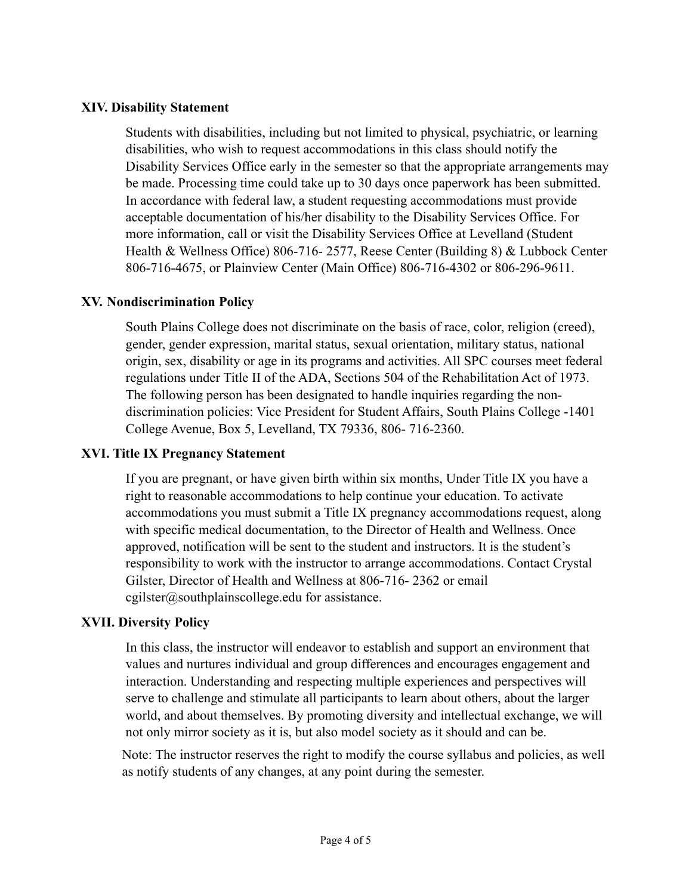### XIV. Disability Statement

Students with disabilities, including but not limited to physical, psychiatric, or learning disabilities, who wish to request accommodations in this class should notify the Disability Services Office early in the semester so that the appropriate arrangements may be made. Processing time could take up to 30 days once paperwork has been submitted. In accordance with federal law, a student requesting accommodations must provide acceptable documentation of his/her disability to the Disability Services Office. For more information, call or visit the Disability Services Office at Levelland (Student Health & Wellness Office) 806-716- 2577, Reese Center (Building 8) & Lubbock Center 806-716-4675, or Plainview Center (Main Office) 806-716-4302 or 806-296-9611.

### XV. Nondiscrimination Policy

South Plains College does not discriminate on the basis of race, color, religion (creed), gender, gender expression, marital status, sexual orientation, military status, national origin, sex, disability or age in its programs and activities. All SPC courses meet federal regulations under Title II of the ADA, Sections 504 of the Rehabilitation Act of 1973. The following person has been designated to handle inquiries regarding the non-discrimination policies: Vice President for Student Affairs, South Plains College -1401 College Avenue, Box 5, Levelland, TX 79336, 806- 716-2360.

### XVI. Title IX Pregnancy Statement

If you are pregnant, or have given birth within six months, Under Title IX you have a right to reasonable accommodations to help continue your education. To activate accommodations you must submit a Title IX pregnancy accommodations request, along with specific medical documentation, to the Director of Health and Wellness. Once approved, notification will be sent to the student and instructors. It is the student's responsibility to work with the instructor to arrange accommodations. Contact Crystal Gilster, Director of Health and Wellness at 806-716- 2362 or email cgilster@southplainscollege.edu for assistance.

### XVII. Diversity Policy

In this class, the instructor will endeavor to establish and support an environment that values and nurtures individual and group differences and encourages engagement and interaction. Understanding and respecting multiple experiences and perspectives will serve to challenge and stimulate all participants to learn about others, about the larger world, and about themselves. By promoting diversity and intellectual exchange, we will not only mirror society as it is, but also model society as it should and can be.

Note: The instructor reserves the right to modify the course syllabus and policies, as well as notify students of any changes, at any point during the semester.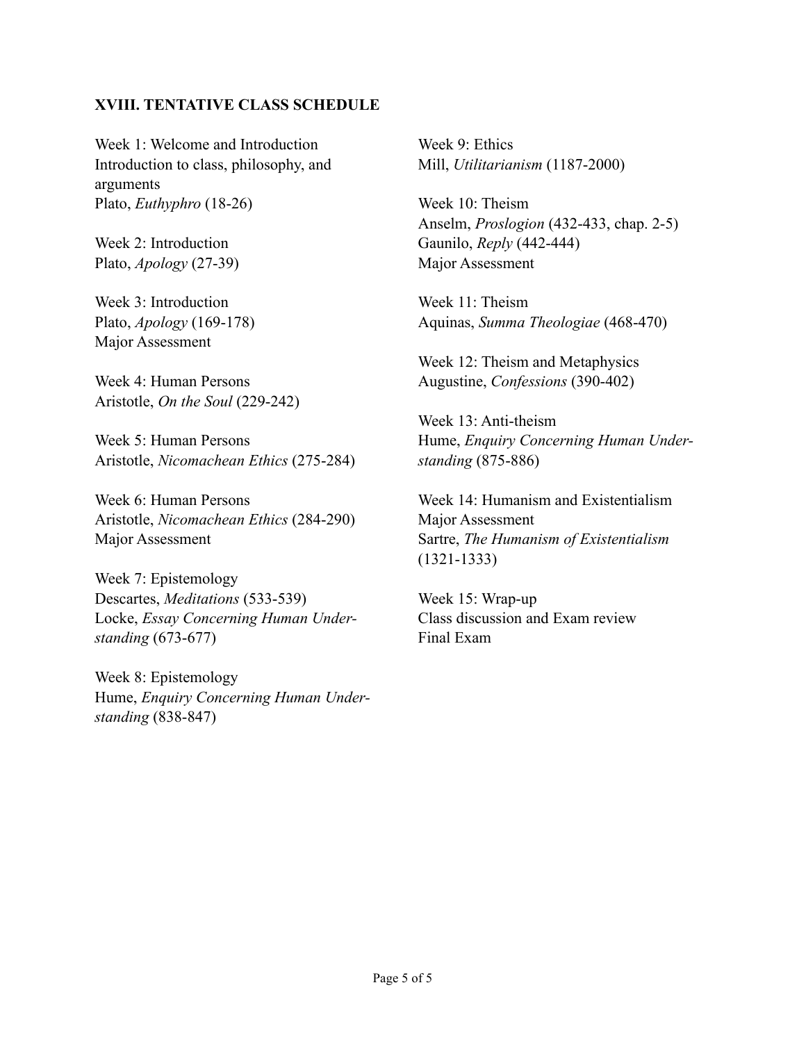### XVIII. TENTATIVE CLASS SCHEDULE

Week 1: Welcome and Introduction
Introduction to class, philosophy, and arguments
Plato, *Euthyphro* (18-26)

Week 2: Introduction
Plato, *Apology* (27-39)

Week 3: Introduction
Plato, *Apology* (169-178)
Major Assessment

Week 4: Human Persons
Aristotle, *On the Soul* (229-242)

Week 5: Human Persons
Aristotle, *Nicomachean Ethics* (275-284)

Week 6: Human Persons
Aristotle, *Nicomachean Ethics* (284-290)
Major Assessment

Week 7: Epistemology
Descartes, *Meditations* (533-539)
Locke, *Essay Concerning Human Understanding* (673-677)

Week 8: Epistemology
Hume, *Enquiry Concerning Human Understanding* (838-847)

Week 9: Ethics
Mill, *Utilitarianism* (1187-2000)

Week 10: Theism
Anselm, *Proslogion* (432-433, chap. 2-5)
Gaunilo, *Reply* (442-444)
Major Assessment

Week 11: Theism
Aquinas, *Summa Theologiae* (468-470)

Week 12: Theism and Metaphysics
Augustine, *Confessions* (390-402)

Week 13: Anti-theism
Hume, *Enquiry Concerning Human Understanding* (875-886)

Week 14: Humanism and Existentialism
Major Assessment
Sartre, *The Humanism of Existentialism* (1321-1333)

Week 15: Wrap-up
Class discussion and Exam review
Final Exam